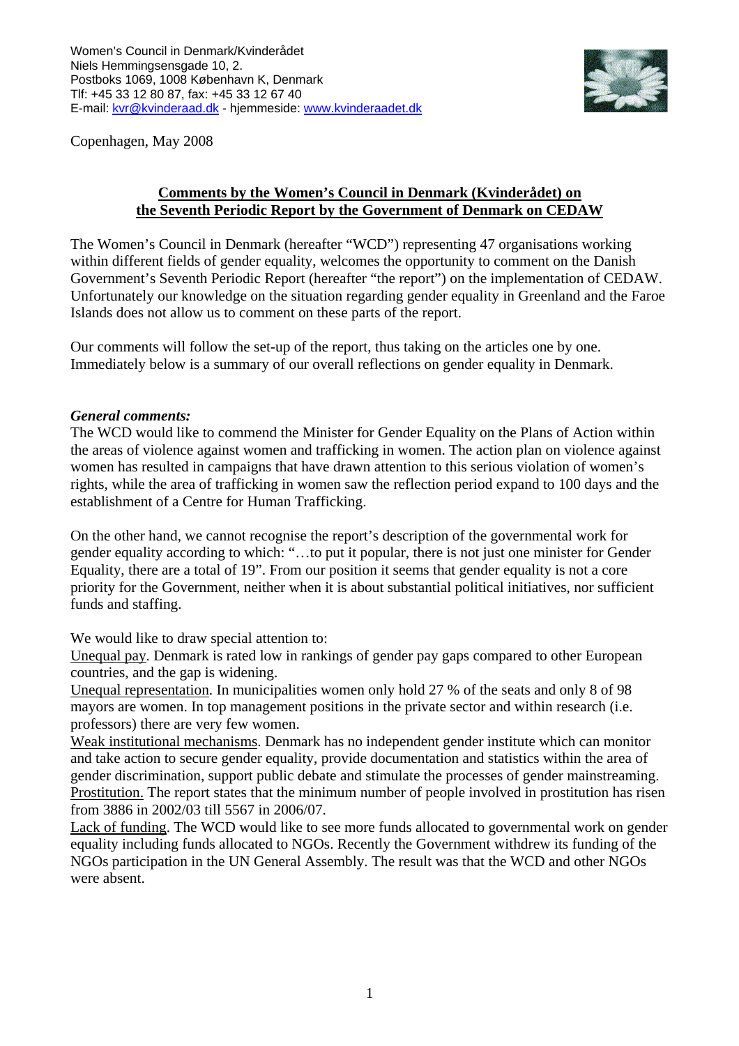Women's Council in Denmark/Kvinderådet
Niels Hemmingsensgade 10, 2.
Postboks 1069, 1008 København K, Denmark
Tlf: +45 33 12 80 87, fax: +45 33 12 67 40
E-mail: kvr@kvinderaad.dk - hjemmeside: www.kvinderaadet.dk

Copenhagen, May 2008

## Comments by the Women's Council in Denmark (Kvinderådet) on the Seventh Periodic Report by the Government of Denmark on CEDAW

The Women's Council in Denmark (hereafter "WCD") representing 47 organisations working within different fields of gender equality, welcomes the opportunity to comment on the Danish Government's Seventh Periodic Report (hereafter "the report") on the implementation of CEDAW. Unfortunately our knowledge on the situation regarding gender equality in Greenland and the Faroe Islands does not allow us to comment on these parts of the report.

Our comments will follow the set-up of the report, thus taking on the articles one by one. Immediately below is a summary of our overall reflections on gender equality in Denmark.

***General comments:***

The WCD would like to commend the Minister for Gender Equality on the Plans of Action within the areas of violence against women and trafficking in women. The action plan on violence against women has resulted in campaigns that have drawn attention to this serious violation of women's rights, while the area of trafficking in women saw the reflection period expand to 100 days and the establishment of a Centre for Human Trafficking.

On the other hand, we cannot recognise the report's description of the governmental work for gender equality according to which: "…to put it popular, there is not just one minister for Gender Equality, there are a total of 19". From our position it seems that gender equality is not a core priority for the Government, neither when it is about substantial political initiatives, nor sufficient funds and staffing.

We would like to draw special attention to:

Unequal pay. Denmark is rated low in rankings of gender pay gaps compared to other European countries, and the gap is widening.

Unequal representation. In municipalities women only hold 27 % of the seats and only 8 of 98 mayors are women. In top management positions in the private sector and within research (i.e. professors) there are very few women.

Weak institutional mechanisms. Denmark has no independent gender institute which can monitor and take action to secure gender equality, provide documentation and statistics within the area of gender discrimination, support public debate and stimulate the processes of gender mainstreaming.

Prostitution. The report states that the minimum number of people involved in prostitution has risen from 3886 in 2002/03 till 5567 in 2006/07.

Lack of funding. The WCD would like to see more funds allocated to governmental work on gender equality including funds allocated to NGOs. Recently the Government withdrew its funding of the NGOs participation in the UN General Assembly. The result was that the WCD and other NGOs were absent.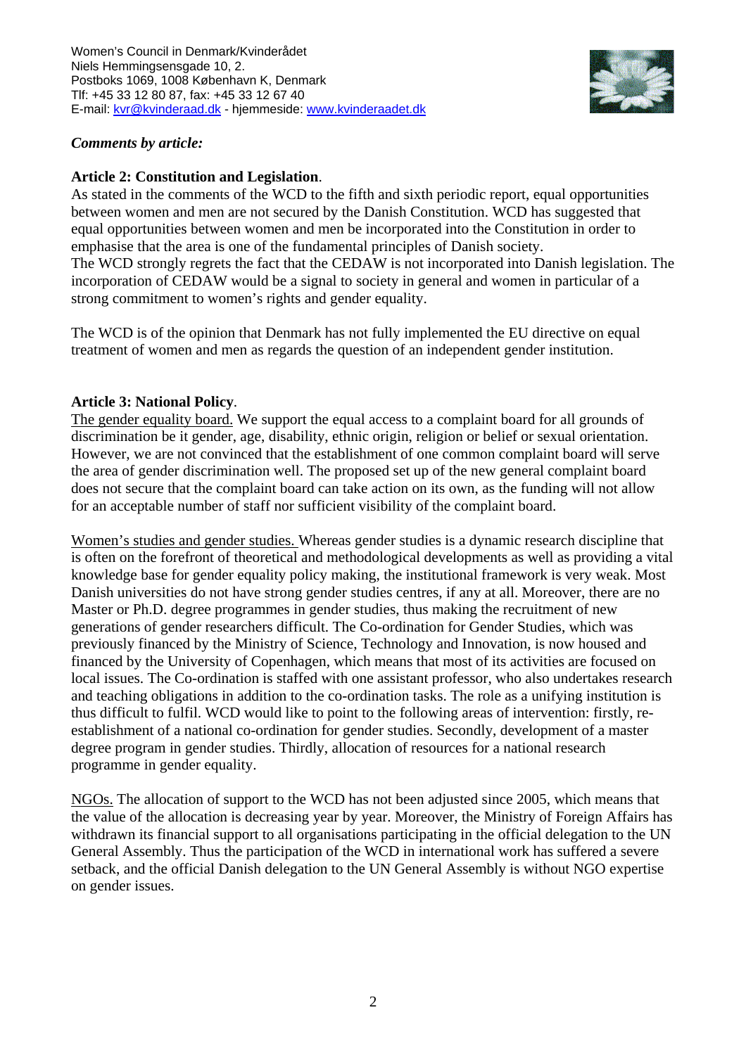Women's Council in Denmark/Kvinderådet
Niels Hemmingsensgade 10, 2.
Postboks 1069, 1008 København K, Denmark
Tlf: +45 33 12 80 87, fax: +45 33 12 67 40
E-mail: kvr@kvinderaad.dk - hjemmeside: www.kvinderaadet.dk

***Comments by article:***

**Article 2: Constitution and Legislation**.
As stated in the comments of the WCD to the fifth and sixth periodic report, equal opportunities between women and men are not secured by the Danish Constitution. WCD has suggested that equal opportunities between women and men be incorporated into the Constitution in order to emphasise that the area is one of the fundamental principles of Danish society.
The WCD strongly regrets the fact that the CEDAW is not incorporated into Danish legislation. The incorporation of CEDAW would be a signal to society in general and women in particular of a strong commitment to women's rights and gender equality.

The WCD is of the opinion that Denmark has not fully implemented the EU directive on equal treatment of women and men as regards the question of an independent gender institution.

**Article 3: National Policy**.
The gender equality board. We support the equal access to a complaint board for all grounds of discrimination be it gender, age, disability, ethnic origin, religion or belief or sexual orientation. However, we are not convinced that the establishment of one common complaint board will serve the area of gender discrimination well. The proposed set up of the new general complaint board does not secure that the complaint board can take action on its own, as the funding will not allow for an acceptable number of staff nor sufficient visibility of the complaint board.

Women's studies and gender studies. Whereas gender studies is a dynamic research discipline that is often on the forefront of theoretical and methodological developments as well as providing a vital knowledge base for gender equality policy making, the institutional framework is very weak. Most Danish universities do not have strong gender studies centres, if any at all. Moreover, there are no Master or Ph.D. degree programmes in gender studies, thus making the recruitment of new generations of gender researchers difficult. The Co-ordination for Gender Studies, which was previously financed by the Ministry of Science, Technology and Innovation, is now housed and financed by the University of Copenhagen, which means that most of its activities are focused on local issues. The Co-ordination is staffed with one assistant professor, who also undertakes research and teaching obligations in addition to the co-ordination tasks. The role as a unifying institution is thus difficult to fulfil. WCD would like to point to the following areas of intervention: firstly, re-establishment of a national co-ordination for gender studies. Secondly, development of a master degree program in gender studies. Thirdly, allocation of resources for a national research programme in gender equality.

NGOs. The allocation of support to the WCD has not been adjusted since 2005, which means that the value of the allocation is decreasing year by year. Moreover, the Ministry of Foreign Affairs has withdrawn its financial support to all organisations participating in the official delegation to the UN General Assembly. Thus the participation of the WCD in international work has suffered a severe setback, and the official Danish delegation to the UN General Assembly is without NGO expertise on gender issues.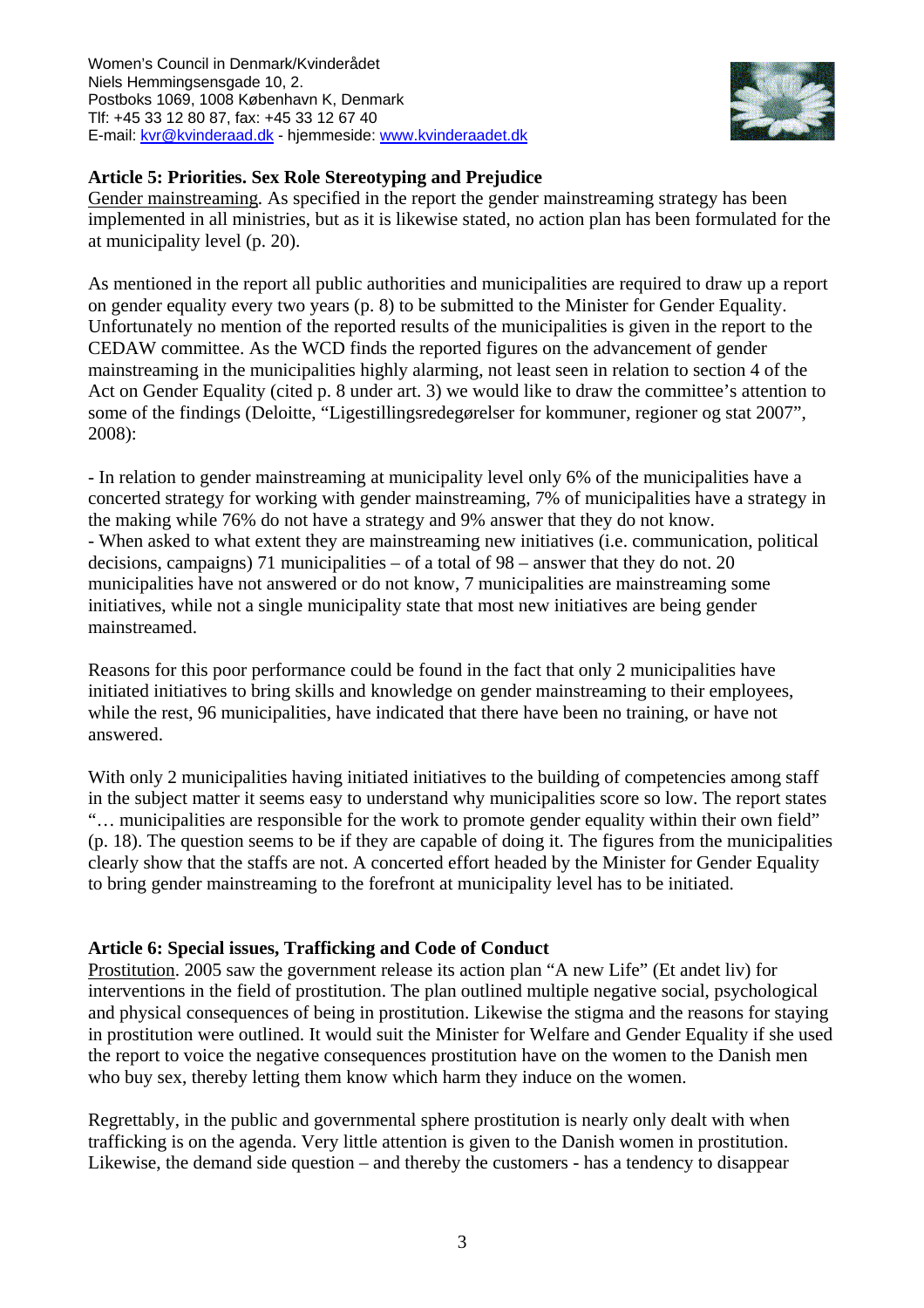Women's Council in Denmark/Kvinderådet
Niels Hemmingsensgade 10, 2.
Postboks 1069, 1008 København K, Denmark
Tlf: +45 33 12 80 87, fax: +45 33 12 67 40
E-mail: kvr@kvinderaad.dk - hjemmeside: www.kvinderaadet.dk

**Article 5: Priorities. Sex Role Stereotyping and Prejudice**

Gender mainstreaming. As specified in the report the gender mainstreaming strategy has been implemented in all ministries, but as it is likewise stated, no action plan has been formulated for the at municipality level (p. 20).

As mentioned in the report all public authorities and municipalities are required to draw up a report on gender equality every two years (p. 8) to be submitted to the Minister for Gender Equality. Unfortunately no mention of the reported results of the municipalities is given in the report to the CEDAW committee. As the WCD finds the reported figures on the advancement of gender mainstreaming in the municipalities highly alarming, not least seen in relation to section 4 of the Act on Gender Equality (cited p. 8 under art. 3) we would like to draw the committee's attention to some of the findings (Deloitte, "Ligestillingsredegørelser for kommuner, regioner og stat 2007", 2008):

- In relation to gender mainstreaming at municipality level only 6% of the municipalities have a concerted strategy for working with gender mainstreaming, 7% of municipalities have a strategy in the making while 76% do not have a strategy and 9% answer that they do not know.
- When asked to what extent they are mainstreaming new initiatives (i.e. communication, political decisions, campaigns) 71 municipalities – of a total of 98 – answer that they do not. 20 municipalities have not answered or do not know, 7 municipalities are mainstreaming some initiatives, while not a single municipality state that most new initiatives are being gender mainstreamed.

Reasons for this poor performance could be found in the fact that only 2 municipalities have initiated initiatives to bring skills and knowledge on gender mainstreaming to their employees, while the rest, 96 municipalities, have indicated that there have been no training, or have not answered.

With only 2 municipalities having initiated initiatives to the building of competencies among staff in the subject matter it seems easy to understand why municipalities score so low. The report states "… municipalities are responsible for the work to promote gender equality within their own field" (p. 18). The question seems to be if they are capable of doing it. The figures from the municipalities clearly show that the staffs are not. A concerted effort headed by the Minister for Gender Equality to bring gender mainstreaming to the forefront at municipality level has to be initiated.

**Article 6: Special issues, Trafficking and Code of Conduct**

Prostitution. 2005 saw the government release its action plan "A new Life" (Et andet liv) for interventions in the field of prostitution. The plan outlined multiple negative social, psychological and physical consequences of being in prostitution. Likewise the stigma and the reasons for staying in prostitution were outlined. It would suit the Minister for Welfare and Gender Equality if she used the report to voice the negative consequences prostitution have on the women to the Danish men who buy sex, thereby letting them know which harm they induce on the women.

Regrettably, in the public and governmental sphere prostitution is nearly only dealt with when trafficking is on the agenda. Very little attention is given to the Danish women in prostitution. Likewise, the demand side question – and thereby the customers - has a tendency to disappear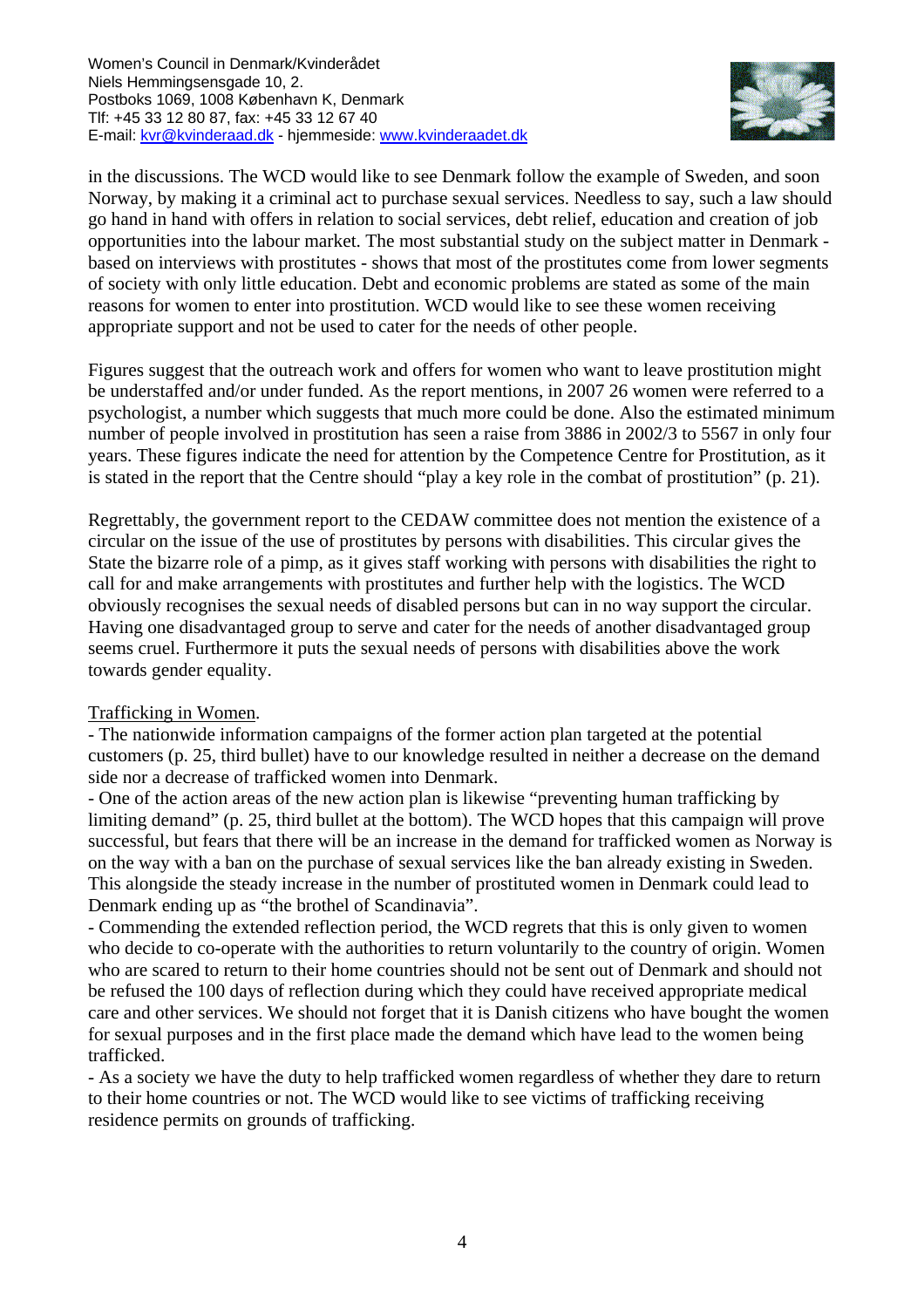in the discussions. The WCD would like to see Denmark follow the example of Sweden, and soon Norway, by making it a criminal act to purchase sexual services. Needless to say, such a law should go hand in hand with offers in relation to social services, debt relief, education and creation of job opportunities into the labour market. The most substantial study on the subject matter in Denmark - based on interviews with prostitutes - shows that most of the prostitutes come from lower segments of society with only little education. Debt and economic problems are stated as some of the main reasons for women to enter into prostitution. WCD would like to see these women receiving appropriate support and not be used to cater for the needs of other people.

Figures suggest that the outreach work and offers for women who want to leave prostitution might be understaffed and/or under funded. As the report mentions, in 2007 26 women were referred to a psychologist, a number which suggests that much more could be done. Also the estimated minimum number of people involved in prostitution has seen a raise from 3886 in 2002/3 to 5567 in only four years. These figures indicate the need for attention by the Competence Centre for Prostitution, as it is stated in the report that the Centre should "play a key role in the combat of prostitution" (p. 21).

Regrettably, the government report to the CEDAW committee does not mention the existence of a circular on the issue of the use of prostitutes by persons with disabilities. This circular gives the State the bizarre role of a pimp, as it gives staff working with persons with disabilities the right to call for and make arrangements with prostitutes and further help with the logistics. The WCD obviously recognises the sexual needs of disabled persons but can in no way support the circular. Having one disadvantaged group to serve and cater for the needs of another disadvantaged group seems cruel. Furthermore it puts the sexual needs of persons with disabilities above the work towards gender equality.

Trafficking in Women.

- The nationwide information campaigns of the former action plan targeted at the potential customers (p. 25, third bullet) have to our knowledge resulted in neither a decrease on the demand side nor a decrease of trafficked women into Denmark.
- One of the action areas of the new action plan is likewise "preventing human trafficking by limiting demand" (p. 25, third bullet at the bottom). The WCD hopes that this campaign will prove successful, but fears that there will be an increase in the demand for trafficked women as Norway is on the way with a ban on the purchase of sexual services like the ban already existing in Sweden. This alongside the steady increase in the number of prostituted women in Denmark could lead to Denmark ending up as "the brothel of Scandinavia".
- Commending the extended reflection period, the WCD regrets that this is only given to women who decide to co-operate with the authorities to return voluntarily to the country of origin. Women who are scared to return to their home countries should not be sent out of Denmark and should not be refused the 100 days of reflection during which they could have received appropriate medical care and other services. We should not forget that it is Danish citizens who have bought the women for sexual purposes and in the first place made the demand which have lead to the women being trafficked.
- As a society we have the duty to help trafficked women regardless of whether they dare to return to their home countries or not. The WCD would like to see victims of trafficking receiving residence permits on grounds of trafficking.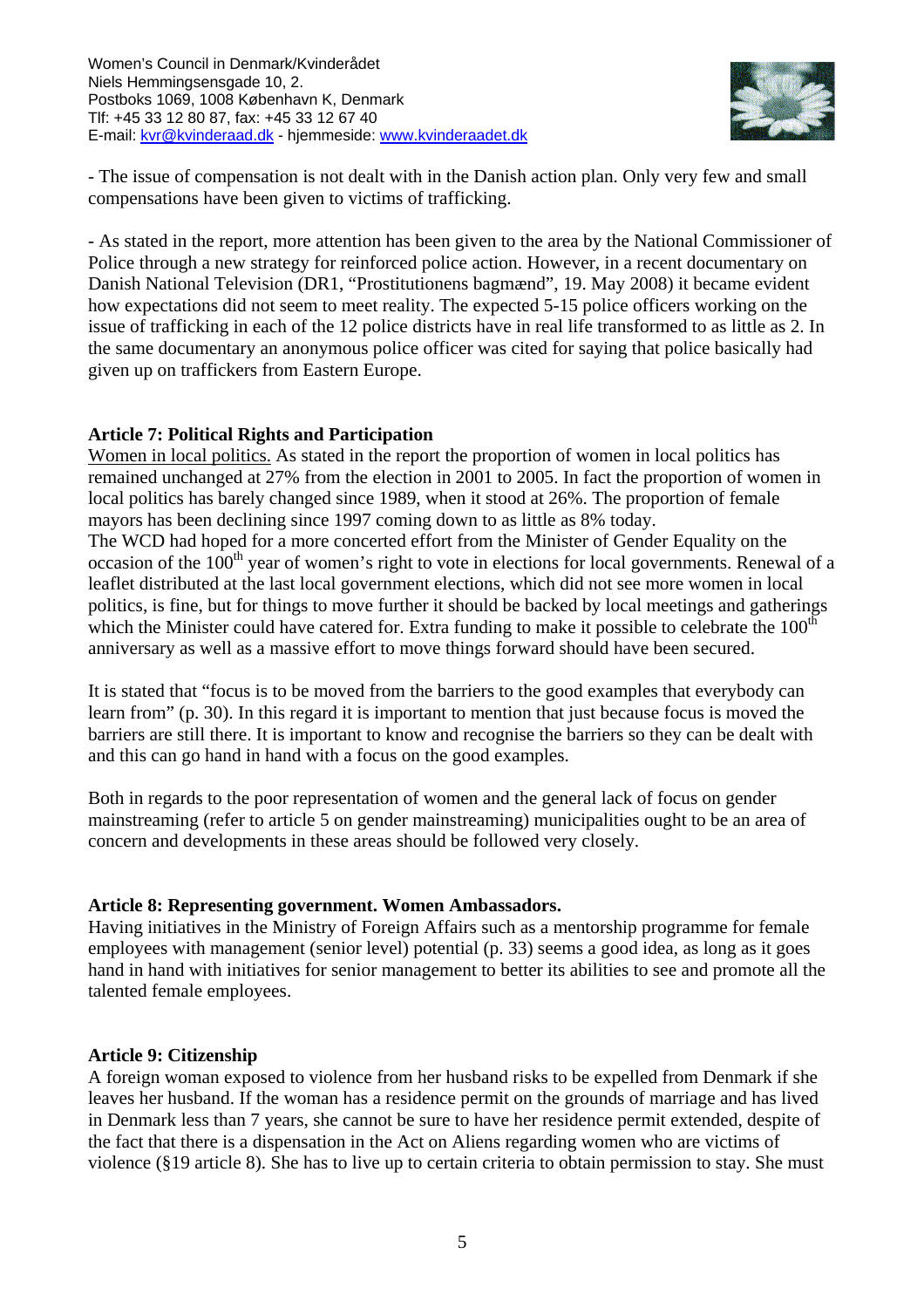- The issue of compensation is not dealt with in the Danish action plan. Only very few and small compensations have been given to victims of trafficking.

- As stated in the report, more attention has been given to the area by the National Commissioner of Police through a new strategy for reinforced police action. However, in a recent documentary on Danish National Television (DR1, "Prostitutionens bagmænd", 19. May 2008) it became evident how expectations did not seem to meet reality. The expected 5-15 police officers working on the issue of trafficking in each of the 12 police districts have in real life transformed to as little as 2. In the same documentary an anonymous police officer was cited for saying that police basically had given up on traffickers from Eastern Europe.

**Article 7: Political Rights and Participation**

Women in local politics. As stated in the report the proportion of women in local politics has remained unchanged at 27% from the election in 2001 to 2005. In fact the proportion of women in local politics has barely changed since 1989, when it stood at 26%. The proportion of female mayors has been declining since 1997 coming down to as little as 8% today.
The WCD had hoped for a more concerted effort from the Minister of Gender Equality on the occasion of the 100th year of women's right to vote in elections for local governments. Renewal of a leaflet distributed at the last local government elections, which did not see more women in local politics, is fine, but for things to move further it should be backed by local meetings and gatherings which the Minister could have catered for. Extra funding to make it possible to celebrate the 100th anniversary as well as a massive effort to move things forward should have been secured.

It is stated that "focus is to be moved from the barriers to the good examples that everybody can learn from" (p. 30). In this regard it is important to mention that just because focus is moved the barriers are still there. It is important to know and recognise the barriers so they can be dealt with and this can go hand in hand with a focus on the good examples.

Both in regards to the poor representation of women and the general lack of focus on gender mainstreaming (refer to article 5 on gender mainstreaming) municipalities ought to be an area of concern and developments in these areas should be followed very closely.

**Article 8: Representing government. Women Ambassadors.**

Having initiatives in the Ministry of Foreign Affairs such as a mentorship programme for female employees with management (senior level) potential (p. 33) seems a good idea, as long as it goes hand in hand with initiatives for senior management to better its abilities to see and promote all the talented female employees.

**Article 9: Citizenship**

A foreign woman exposed to violence from her husband risks to be expelled from Denmark if she leaves her husband. If the woman has a residence permit on the grounds of marriage and has lived in Denmark less than 7 years, she cannot be sure to have her residence permit extended, despite of the fact that there is a dispensation in the Act on Aliens regarding women who are victims of violence (§19 article 8). She has to live up to certain criteria to obtain permission to stay. She must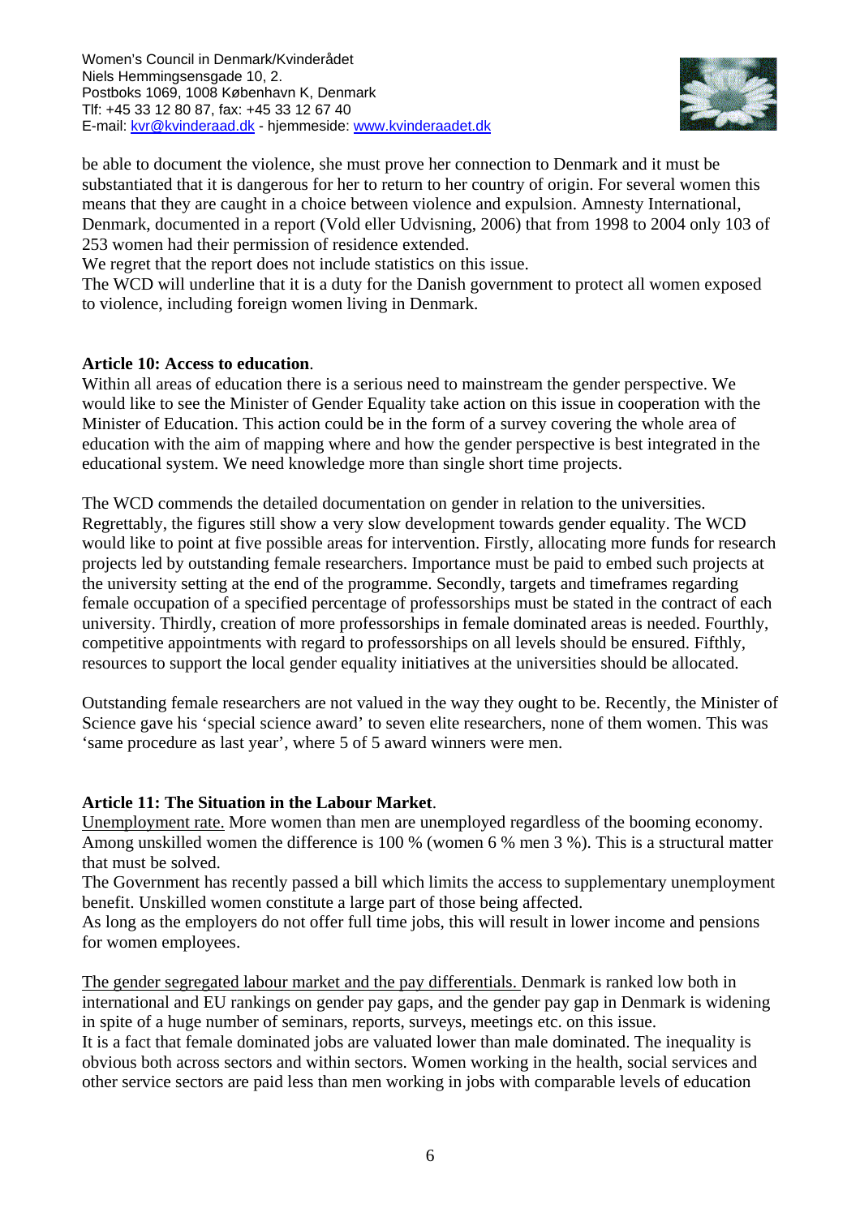be able to document the violence, she must prove her connection to Denmark and it must be substantiated that it is dangerous for her to return to her country of origin. For several women this means that they are caught in a choice between violence and expulsion. Amnesty International, Denmark, documented in a report (Vold eller Udvisning, 2006) that from 1998 to 2004 only 103 of 253 women had their permission of residence extended.

We regret that the report does not include statistics on this issue.

The WCD will underline that it is a duty for the Danish government to protect all women exposed to violence, including foreign women living in Denmark.

**Article 10: Access to education**.

Within all areas of education there is a serious need to mainstream the gender perspective. We would like to see the Minister of Gender Equality take action on this issue in cooperation with the Minister of Education. This action could be in the form of a survey covering the whole area of education with the aim of mapping where and how the gender perspective is best integrated in the educational system. We need knowledge more than single short time projects.

The WCD commends the detailed documentation on gender in relation to the universities. Regrettably, the figures still show a very slow development towards gender equality. The WCD would like to point at five possible areas for intervention. Firstly, allocating more funds for research projects led by outstanding female researchers. Importance must be paid to embed such projects at the university setting at the end of the programme. Secondly, targets and timeframes regarding female occupation of a specified percentage of professorships must be stated in the contract of each university. Thirdly, creation of more professorships in female dominated areas is needed. Fourthly, competitive appointments with regard to professorships on all levels should be ensured. Fifthly, resources to support the local gender equality initiatives at the universities should be allocated.

Outstanding female researchers are not valued in the way they ought to be. Recently, the Minister of Science gave his 'special science award' to seven elite researchers, none of them women. This was 'same procedure as last year', where 5 of 5 award winners were men.

**Article 11: The Situation in the Labour Market**.

Unemployment rate. More women than men are unemployed regardless of the booming economy. Among unskilled women the difference is 100 % (women 6 % men 3 %). This is a structural matter that must be solved.

The Government has recently passed a bill which limits the access to supplementary unemployment benefit. Unskilled women constitute a large part of those being affected.

As long as the employers do not offer full time jobs, this will result in lower income and pensions for women employees.

The gender segregated labour market and the pay differentials. Denmark is ranked low both in international and EU rankings on gender pay gaps, and the gender pay gap in Denmark is widening in spite of a huge number of seminars, reports, surveys, meetings etc. on this issue.

It is a fact that female dominated jobs are valuated lower than male dominated. The inequality is obvious both across sectors and within sectors. Women working in the health, social services and other service sectors are paid less than men working in jobs with comparable levels of education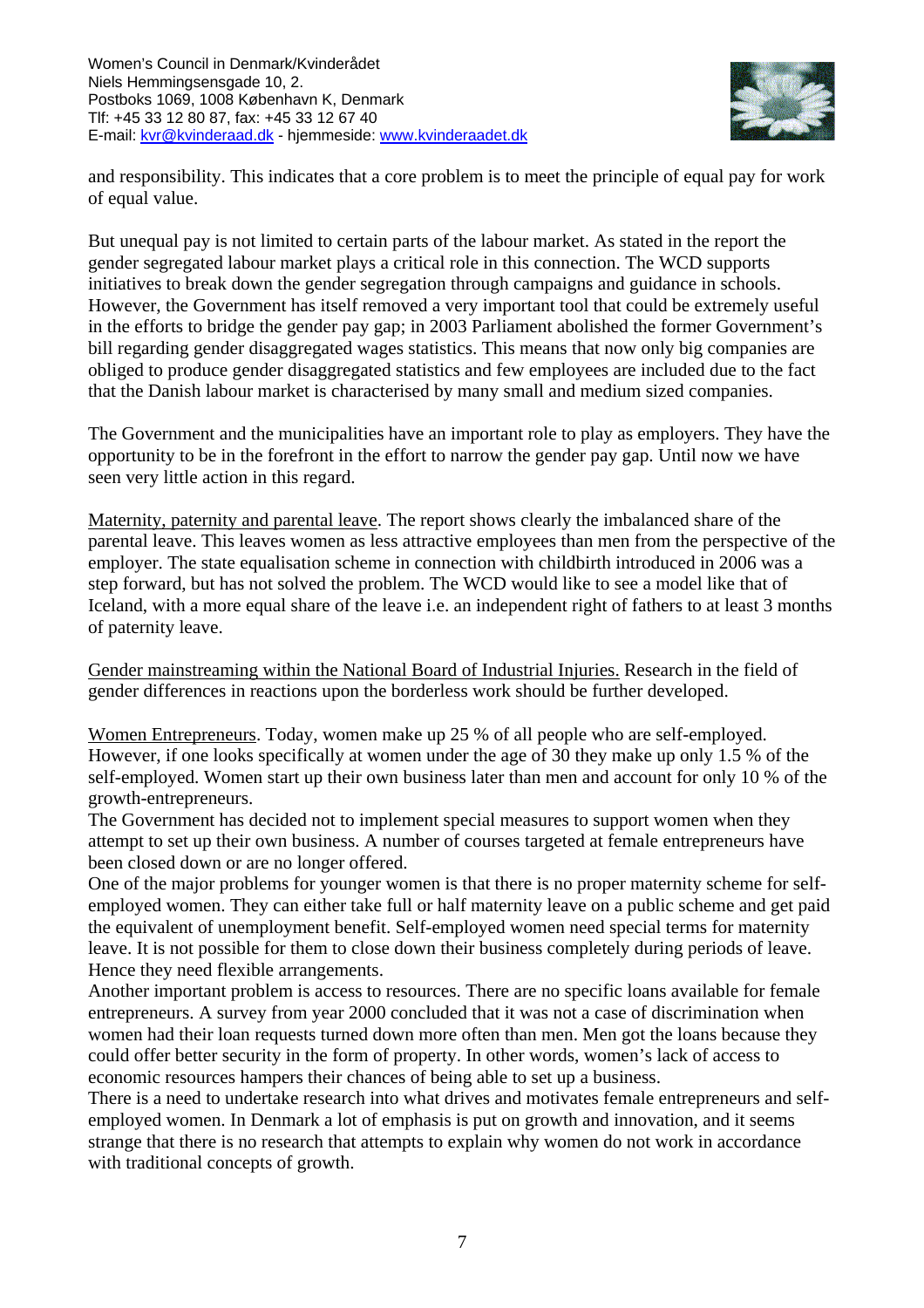and responsibility. This indicates that a core problem is to meet the principle of equal pay for work of equal value.

But unequal pay is not limited to certain parts of the labour market. As stated in the report the gender segregated labour market plays a critical role in this connection. The WCD supports initiatives to break down the gender segregation through campaigns and guidance in schools. However, the Government has itself removed a very important tool that could be extremely useful in the efforts to bridge the gender pay gap; in 2003 Parliament abolished the former Government's bill regarding gender disaggregated wages statistics. This means that now only big companies are obliged to produce gender disaggregated statistics and few employees are included due to the fact that the Danish labour market is characterised by many small and medium sized companies.

The Government and the municipalities have an important role to play as employers. They have the opportunity to be in the forefront in the effort to narrow the gender pay gap. Until now we have seen very little action in this regard.

<u>Maternity, paternity and parental leave</u>. The report shows clearly the imbalanced share of the parental leave. This leaves women as less attractive employees than men from the perspective of the employer. The state equalisation scheme in connection with childbirth introduced in 2006 was a step forward, but has not solved the problem. The WCD would like to see a model like that of Iceland, with a more equal share of the leave i.e. an independent right of fathers to at least 3 months of paternity leave.

<u>Gender mainstreaming within the National Board of Industrial Injuries.</u> Research in the field of gender differences in reactions upon the borderless work should be further developed.

<u>Women Entrepreneurs</u>. Today, women make up 25 % of all people who are self-employed. However, if one looks specifically at women under the age of 30 they make up only 1.5 % of the self-employed. Women start up their own business later than men and account for only 10 % of the growth-entrepreneurs.
The Government has decided not to implement special measures to support women when they attempt to set up their own business. A number of courses targeted at female entrepreneurs have been closed down or are no longer offered.
One of the major problems for younger women is that there is no proper maternity scheme for self-employed women. They can either take full or half maternity leave on a public scheme and get paid the equivalent of unemployment benefit. Self-employed women need special terms for maternity leave. It is not possible for them to close down their business completely during periods of leave. Hence they need flexible arrangements.
Another important problem is access to resources. There are no specific loans available for female entrepreneurs. A survey from year 2000 concluded that it was not a case of discrimination when women had their loan requests turned down more often than men. Men got the loans because they could offer better security in the form of property. In other words, women's lack of access to economic resources hampers their chances of being able to set up a business.
There is a need to undertake research into what drives and motivates female entrepreneurs and self-employed women. In Denmark a lot of emphasis is put on growth and innovation, and it seems strange that there is no research that attempts to explain why women do not work in accordance with traditional concepts of growth.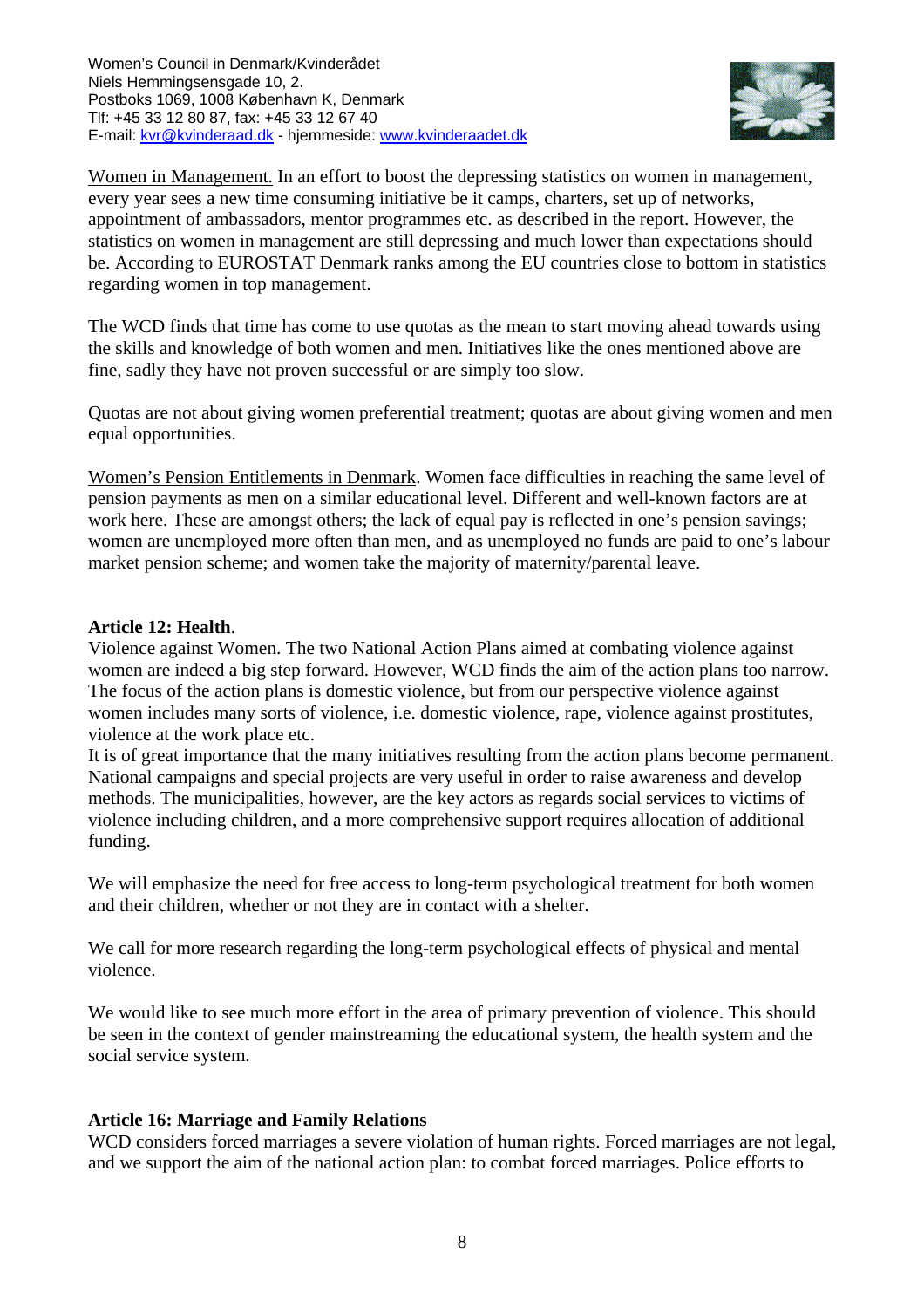Women's Council in Denmark/Kvinderådet
Niels Hemmingsensgade 10, 2.
Postboks 1069, 1008 København K, Denmark
Tlf: +45 33 12 80 87, fax: +45 33 12 67 40
E-mail: kvr@kvinderaad.dk - hjemmeside: www.kvinderaadet.dk

Women in Management. In an effort to boost the depressing statistics on women in management, every year sees a new time consuming initiative be it camps, charters, set up of networks, appointment of ambassadors, mentor programmes etc. as described in the report. However, the statistics on women in management are still depressing and much lower than expectations should be. According to EUROSTAT Denmark ranks among the EU countries close to bottom in statistics regarding women in top management.

The WCD finds that time has come to use quotas as the mean to start moving ahead towards using the skills and knowledge of both women and men. Initiatives like the ones mentioned above are fine, sadly they have not proven successful or are simply too slow.

Quotas are not about giving women preferential treatment; quotas are about giving women and men equal opportunities.

Women's Pension Entitlements in Denmark. Women face difficulties in reaching the same level of pension payments as men on a similar educational level. Different and well-known factors are at work here. These are amongst others; the lack of equal pay is reflected in one's pension savings; women are unemployed more often than men, and as unemployed no funds are paid to one's labour market pension scheme; and women take the majority of maternity/parental leave.

**Article 12: Health**.

Violence against Women. The two National Action Plans aimed at combating violence against women are indeed a big step forward. However, WCD finds the aim of the action plans too narrow. The focus of the action plans is domestic violence, but from our perspective violence against women includes many sorts of violence, i.e. domestic violence, rape, violence against prostitutes, violence at the work place etc.
It is of great importance that the many initiatives resulting from the action plans become permanent. National campaigns and special projects are very useful in order to raise awareness and develop methods. The municipalities, however, are the key actors as regards social services to victims of violence including children, and a more comprehensive support requires allocation of additional funding.

We will emphasize the need for free access to long-term psychological treatment for both women and their children, whether or not they are in contact with a shelter.

We call for more research regarding the long-term psychological effects of physical and mental violence.

We would like to see much more effort in the area of primary prevention of violence. This should be seen in the context of gender mainstreaming the educational system, the health system and the social service system.

**Article 16: Marriage and Family Relations**

WCD considers forced marriages a severe violation of human rights. Forced marriages are not legal, and we support the aim of the national action plan: to combat forced marriages. Police efforts to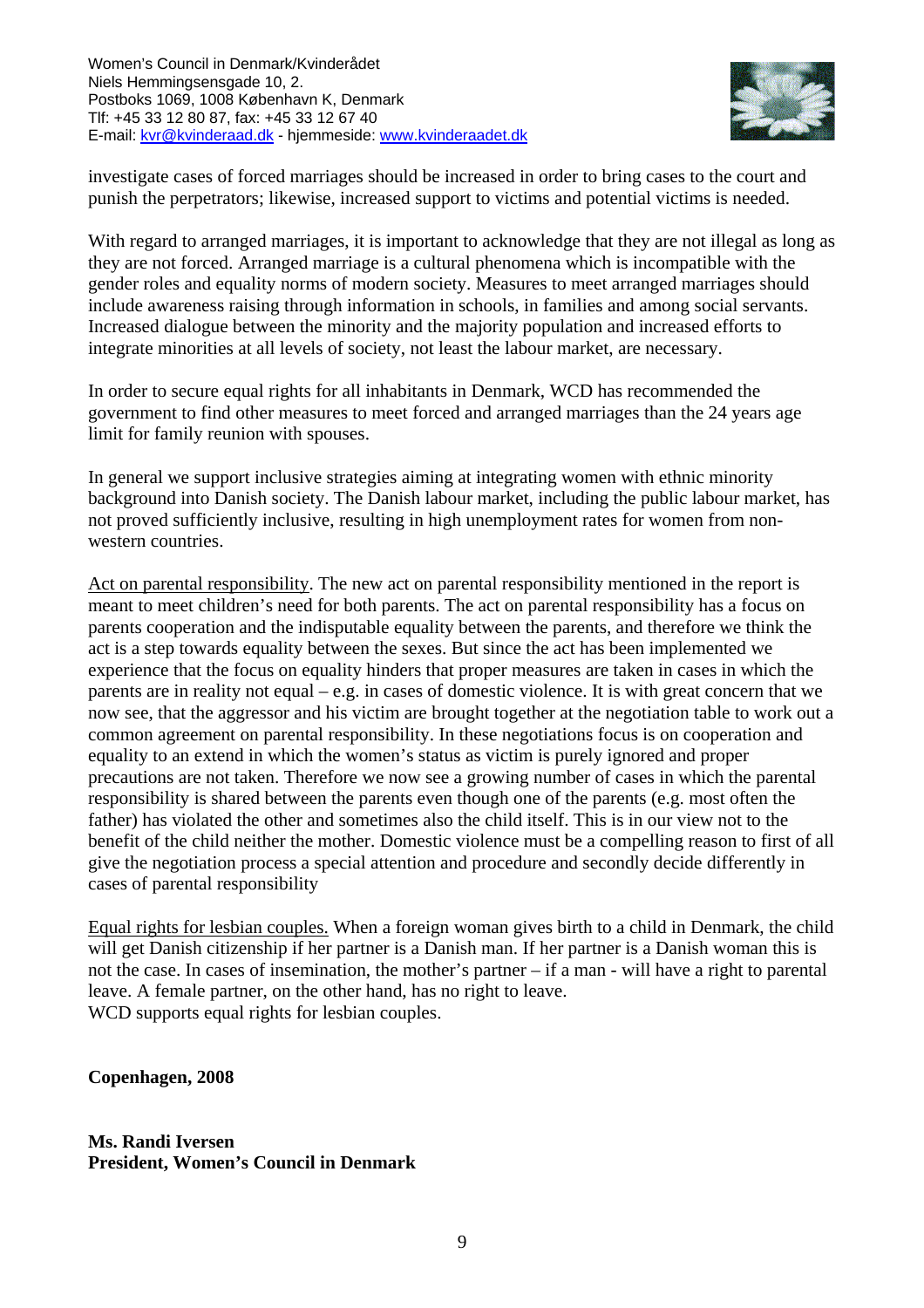investigate cases of forced marriages should be increased in order to bring cases to the court and punish the perpetrators; likewise, increased support to victims and potential victims is needed.

With regard to arranged marriages, it is important to acknowledge that they are not illegal as long as they are not forced. Arranged marriage is a cultural phenomena which is incompatible with the gender roles and equality norms of modern society. Measures to meet arranged marriages should include awareness raising through information in schools, in families and among social servants. Increased dialogue between the minority and the majority population and increased efforts to integrate minorities at all levels of society, not least the labour market, are necessary.

In order to secure equal rights for all inhabitants in Denmark, WCD has recommended the government to find other measures to meet forced and arranged marriages than the 24 years age limit for family reunion with spouses.

In general we support inclusive strategies aiming at integrating women with ethnic minority background into Danish society. The Danish labour market, including the public labour market, has not proved sufficiently inclusive, resulting in high unemployment rates for women from non-western countries.

Act on parental responsibility. The new act on parental responsibility mentioned in the report is meant to meet children's need for both parents. The act on parental responsibility has a focus on parents cooperation and the indisputable equality between the parents, and therefore we think the act is a step towards equality between the sexes. But since the act has been implemented we experience that the focus on equality hinders that proper measures are taken in cases in which the parents are in reality not equal – e.g. in cases of domestic violence. It is with great concern that we now see, that the aggressor and his victim are brought together at the negotiation table to work out a common agreement on parental responsibility. In these negotiations focus is on cooperation and equality to an extend in which the women's status as victim is purely ignored and proper precautions are not taken. Therefore we now see a growing number of cases in which the parental responsibility is shared between the parents even though one of the parents (e.g. most often the father) has violated the other and sometimes also the child itself. This is in our view not to the benefit of the child neither the mother. Domestic violence must be a compelling reason to first of all give the negotiation process a special attention and procedure and secondly decide differently in cases of parental responsibility

Equal rights for lesbian couples. When a foreign woman gives birth to a child in Denmark, the child will get Danish citizenship if her partner is a Danish man. If her partner is a Danish woman this is not the case. In cases of insemination, the mother's partner – if a man - will have a right to parental leave. A female partner, on the other hand, has no right to leave.
WCD supports equal rights for lesbian couples.

**Copenhagen, 2008**

**Ms. Randi Iversen**
**President, Women's Council in Denmark**